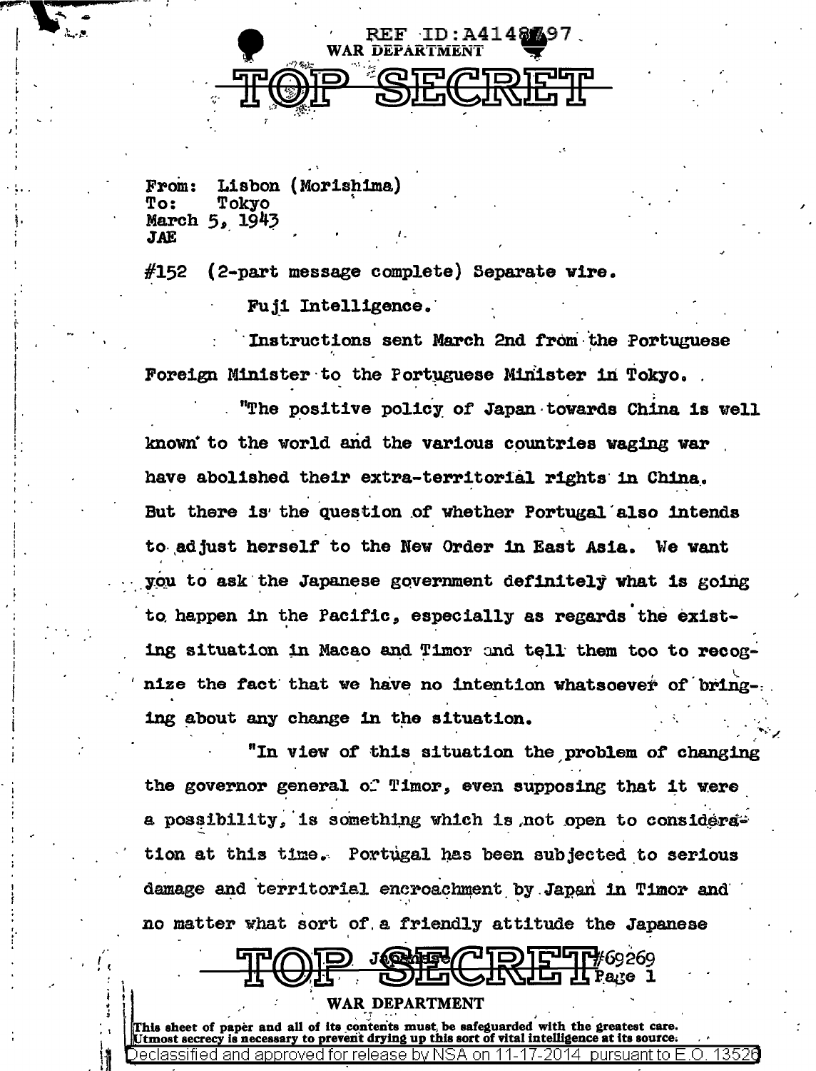REF ID:A4148797
WAR DEPARTMENT

TOP SECRET

From: Lisbon (Morishima)
To: Tokyo
March 5, 1943
JAE

#152 (2-part message complete) Separate wire.

Fuji Intelligence.

Instructions sent March 2nd from the Portuguese Foreign Minister to the Portuguese Minister in Tokyo.

"The positive policy of Japan towards China is well known to the world and the various countries waging war have abolished their extra-territorial rights in China. But there is the question of whether Portugal also intends to adjust herself to the New Order in East Asia. We want you to ask the Japanese government definitely what is going to happen in the Pacific, especially as regards the existing situation in Macao and Timor and tell them too to recognize the fact that we have no intention whatsoever of bringing about any change in the situation.

"In view of this situation the problem of changing the governor general of Timor, even supposing that it were a possibility, is something which is not open to consideration at this time. Portugal has been subjected to serious damage and territorial encroachment by Japan in Timor and no matter what sort of a friendly attitude the Japanese

TOP SECRET Japanese #69269

WAR DEPARTMENT

This sheet of paper and all of its contents must be safeguarded with the greatest care. Utmost secrecy is necessary to prevent drying up this sort of vital intelligence at its source.

Declassified and approved for release by NSA on 11-17-2014 pursuant to E.O. 13526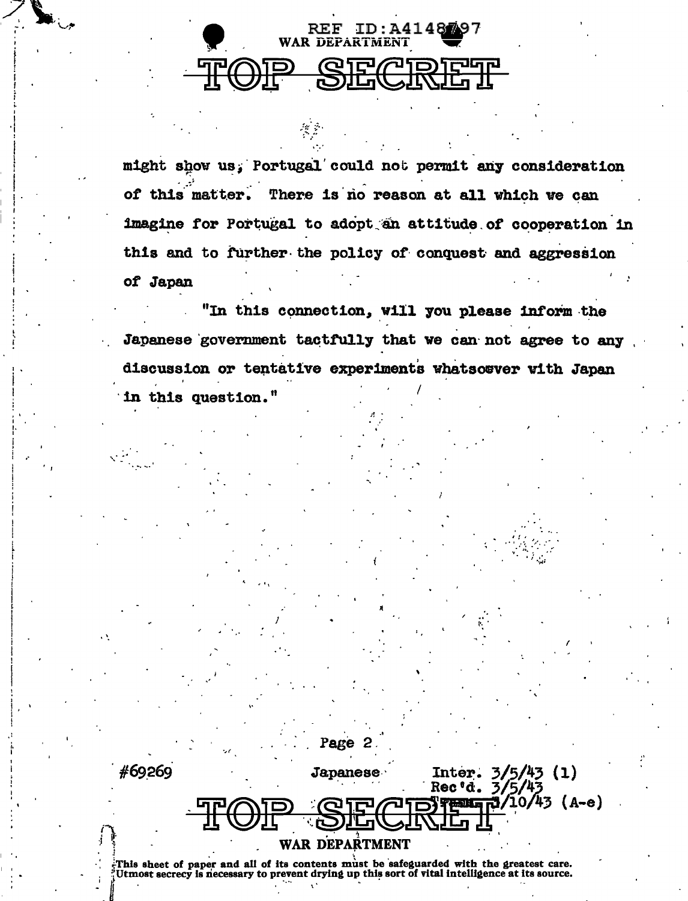might show us, Portugal could not permit any consideration of this matter. There is no reason at all which we can imagine for Portugal to adopt an attitude of cooperation in this and to further the policy of conquest and aggression of Japan

"In this connection, will you please inform the Japanese government tactfully that we can not agree to any discussion or tentative experiments whatsoever with Japan in this question."

#69269 Japanese Inter. 3/5/43 (1)
Rec'd. 3/5/43
Trans. 3/10/43 (A-e)

This sheet of paper and all of its contents must be safeguarded with the greatest care. Utmost secrecy is necessary to prevent drying up this sort of vital intelligence at its source.